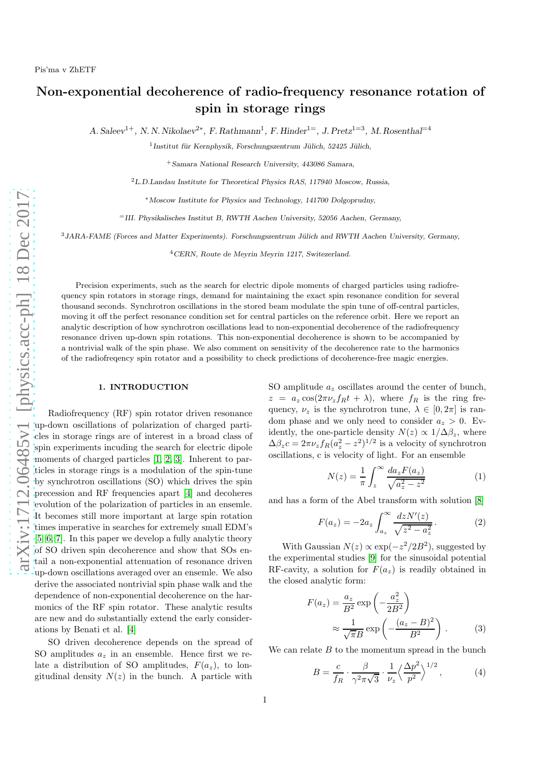Pis'ma v ZhETF

# Non-exponential decoherence of radio-frequency resonance rotation of spin in storage rings

*A. Saleev*[1+], *N. N. Nikolaev*[2*], *F. Rathmann*[1], *F. Hinder*[1=], *J. Pretz*[1=3], *M. Rosenthal*[=4]

[1]*Institut für Kernphysik, Forschungszentrum Jülich, 52425 Jülich,*

[+]*Samara National Research University, 443086 Samara,*

[2]*L.D.Landau Institute for Theoretical Physics RAS, 117940 Moscow, Russia,*

[*]*Moscow Institute for Physics and Technology, 141700 Dolgoprudny,*

[=]*III. Physikalisches Institut B, RWTH Aachen University, 52056 Aachen, Germany,*

[3]*JARA-FAME (Forces and Matter Experiments). Forschungszentrum Jülich and RWTH Aachen University, Germany,*

[4]*CERN, Route de Meyrin Meyrin 1217, Switezerland.*

Precision experiments, such as the search for electric dipole moments of charged particles using radiofrequency spin rotators in storage rings, demand for maintaining the exact spin resonance condition for several thousand seconds. Synchrotron oscillations in the stored beam modulate the spin tune of off-central particles, moving it off the perfect resonance condition set for central particles on the reference orbit. Here we report an analytic description of how synchrotron oscillations lead to non-exponential decoherence of the radiofrequency resonance driven up-down spin rotations. This non-exponential decoherence is shown to be accompanied by a nontrivial walk of the spin phase. We also comment on sensitivity of the decoherence rate to the harmonics of the radiofreqency spin rotator and a possibility to check predictions of decoherence-free magic energies.

## 1. INTRODUCTION

Radiofrequency (RF) spin rotator driven resonance up-down oscillations of polarization of charged particles in storage rings are of interest in a broad class of spin experiments incuding the search for electric dipole moments of charged particles [1, 2, 3]. Inherent to particles in storage rings is a modulation of the spin-tune by synchrotron oscillations (SO) which drives the spin precession and RF frequencies apart [4] and decoheres evolution of the polarization of particles in an ensemble. It becomes still more important at large spin rotation times imperative in searches for extremely small EDM's [5, 6, 7]. In this paper we develop a fully analytic theory of SO driven spin decoherence and show that SOs entail a non-exponential attenuation of resonance driven up-down oscillations averaged over an ensemble. We also derive the associated nontrivial spin phase walk and the dependence of non-exponential decoherence on the harmonics of the RF spin rotator. These analytic results are new and do substantially extend the early considerations by Benati et al. [4]

SO driven decoherence depends on the spread of SO amplitudes $a_z$ in an ensemble. Hence first we relate a distribution of SO amplitudes, $F(a_z)$, to longitudinal density $N(z)$ in the bunch. A particle with SO amplitude $a_z$ oscillates around the center of bunch, $z = a_z \cos(2\pi\nu_z f_R t + \lambda)$, where $f_R$ is the ring frequency, $\nu_z$ is the synchrotron tune, $\lambda \in [0, 2\pi]$ is random phase and we only need to consider $a_z > 0$. Evidently, the one-particle density $N(z) \propto 1/\Delta\beta_z$, where $\Delta\beta_z c = 2\pi\nu_z f_R (a_z^2 - z^2)^{1/2}$ is a velocity of synchrotron oscillations, c is velocity of light. For an ensemble

$$N(z) = \frac{1}{\pi}\int_z^{\infty} \frac{da_z F(a_z)}{\sqrt{a_z^2 - z^2}} \tag{1}$$

and has a form of the Abel transform with solution [8]

$$F(a_z) = -2a_z \int_{a_z}^{\infty} \frac{dz N'(z)}{\sqrt{z^2 - a_z^2}}\,. \tag{2}$$

With Gaussian $N(z) \propto \exp(-z^2/2B^2)$, suggested by the experimental studies [9] for the sinusoidal potential RF-cavity, a solution for $F(a_z)$ is readily obtained in the closed analytic form:

$$\begin{aligned} F(a_z) &= \frac{a_z}{B^2}\exp\left(-\frac{a_z^2}{2B^2}\right) \\ &\approx \frac{1}{\sqrt{\pi}B}\exp\left(-\frac{(a_z - B)^2}{B^2}\right). \end{aligned} \tag{3}$$

We can relate $B$ to the momentum spread in the bunch

$$B = \frac{c}{f_R}\cdot\frac{\beta}{\gamma^2\pi\sqrt{3}}\cdot\frac{1}{\nu_z}\left\langle\frac{\Delta p^2}{p^2}\right\rangle^{1/2}, \tag{4}$$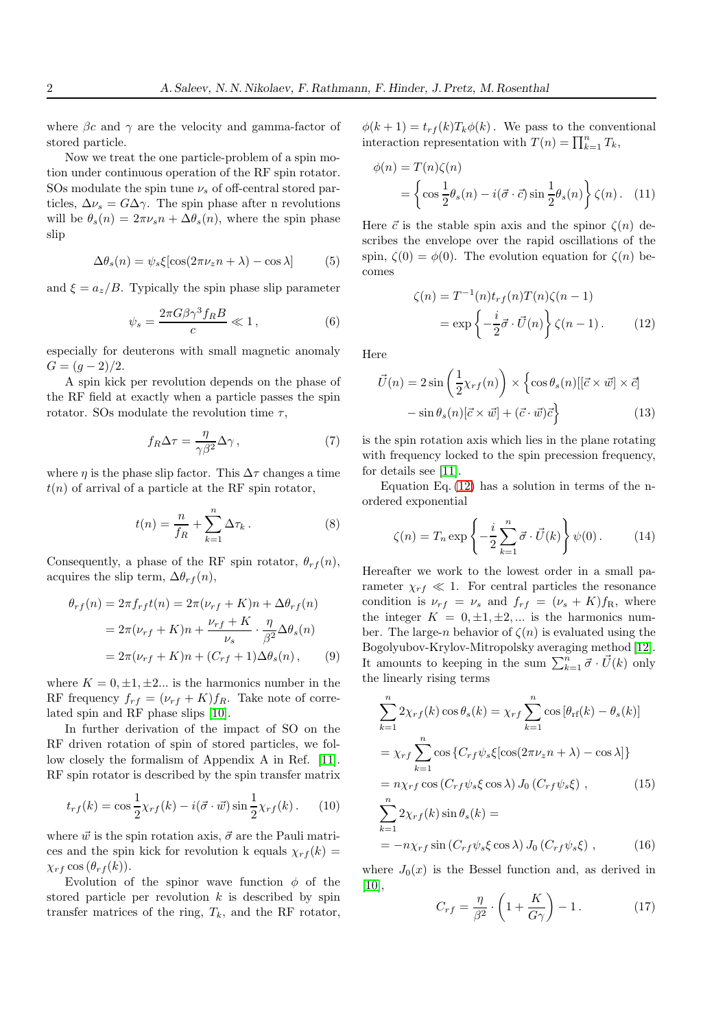where $\beta c$ and $\gamma$ are the velocity and gamma-factor of stored particle.

Now we treat the one particle-problem of a spin motion under continuous operation of the RF spin rotator. SOs modulate the spin tune $\nu_s$ of off-central stored particles, $\Delta\nu_s = G\Delta\gamma$. The spin phase after n revolutions will be $\theta_s(n) = 2\pi\nu_s n + \Delta\theta_s(n)$, where the spin phase slip

$$\Delta\theta_s(n) = \psi_s \xi[\cos(2\pi\nu_z n + \lambda) - \cos\lambda] \tag{5}$$

and $\xi = a_z/B$. Typically the spin phase slip parameter

$$\psi_s = \frac{2\pi G\beta\gamma^3 f_R B}{c} \ll 1\,, \tag{6}$$

especially for deuterons with small magnetic anomaly $G = (g-2)/2$.

A spin kick per revolution depends on the phase of the RF field at exactly when a particle passes the spin rotator. SOs modulate the revolution time $\tau$,

$$f_R \Delta\tau = \frac{\eta}{\gamma\beta^2}\Delta\gamma\,, \tag{7}$$

where $\eta$ is the phase slip factor. This $\Delta\tau$ changes a time $t(n)$ of arrival of a particle at the RF spin rotator,

$$t(n) = \frac{n}{f_R} + \sum_{k=1}^{n} \Delta\tau_k\,. \tag{8}$$

Consequently, a phase of the RF spin rotator, $\theta_{rf}(n)$, acquires the slip term, $\Delta\theta_{rf}(n)$,

$$\begin{aligned}
\theta_{rf}(n) &= 2\pi f_{rf} t(n) = 2\pi(\nu_{rf} + K)n + \Delta\theta_{rf}(n) \\
&= 2\pi(\nu_{rf} + K)n + \frac{\nu_{rf} + K}{\nu_s} \cdot \frac{\eta}{\beta^2}\Delta\theta_s(n) \\
&= 2\pi(\nu_{rf} + K)n + (C_{rf} + 1)\Delta\theta_s(n)\,,
\end{aligned} \tag{9}$$

where $K = 0, \pm1, \pm2...$ is the harmonics number in the RF frequency $f_{rf} = (\nu_{rf} + K)f_R$. Take note of correlated spin and RF phase slips [10].

In further derivation of the impact of SO on the RF driven rotation of spin of stored particles, we follow closely the formalism of Appendix A in Ref. [11]. RF spin rotator is described by the spin transfer matrix

$$t_{rf}(k) = \cos\frac{1}{2}\chi_{rf}(k) - i(\vec{\sigma}\cdot\vec{w})\sin\frac{1}{2}\chi_{rf}(k)\,. \tag{10}$$

where $\vec{w}$ is the spin rotation axis, $\vec{\sigma}$ are the Pauli matrices and the spin kick for revolution k equals $\chi_{rf}(k) = \chi_{rf}\cos(\theta_{rf}(k))$.

Evolution of the spinor wave function $\phi$ of the stored particle per revolution $k$ is described by spin transfer matrices of the ring, $T_k$, and the RF rotator, $\phi(k+1) = t_{rf}(k)T_k\phi(k)$. We pass to the conventional interaction representation with $T(n) = \prod_{k=1}^{n} T_k$,

$$\begin{aligned}
\phi(n) &= T(n)\zeta(n) \\
&= \left\{\cos\frac{1}{2}\theta_s(n) - i(\vec{\sigma}\cdot\vec{c})\sin\frac{1}{2}\theta_s(n)\right\}\zeta(n)\,.
\end{aligned} \tag{11}$$

Here $\vec{c}$ is the stable spin axis and the spinor $\zeta(n)$ describes the envelope over the rapid oscillations of the spin, $\zeta(0) = \phi(0)$. The evolution equation for $\zeta(n)$ becomes

$$\begin{aligned}
\zeta(n) &= T^{-1}(n)t_{rf}(n)T(n)\zeta(n-1) \\
&= \exp\left\{-\frac{i}{2}\vec{\sigma}\cdot\vec{U}(n)\right\}\zeta(n-1)\,.
\end{aligned} \tag{12}$$

Here

$$\begin{aligned}
\vec{U}(n) = 2\sin\left(\frac{1}{2}\chi_{rf}(n)\right) \times \Big\{&\cos\theta_s(n)[[\vec{c}\times\vec{w}]\times\vec{c}] \\
&- \sin\theta_s(n)[\vec{c}\times\vec{w}] + (\vec{c}\cdot\vec{w})\vec{c}\Big\}
\end{aligned} \tag{13}$$

is the spin rotation axis which lies in the plane rotating with frequency locked to the spin precession frequency, for details see [11].

Equation Eq. (12) has a solution in terms of the n-ordered exponential

$$\zeta(n) = T_n \exp\left\{-\frac{i}{2}\sum_{k=1}^{n}\vec{\sigma}\cdot\vec{U}(k)\right\}\psi(0)\,. \tag{14}$$

Hereafter we work to the lowest order in a small parameter $\chi_{rf} \ll 1$. For central particles the resonance condition is $\nu_{rf} = \nu_s$ and $f_{rf} = (\nu_s + K)f_R$, where the integer $K = 0, \pm1, \pm2, ...$ is the harmonics number. The large-$n$ behavior of $\zeta(n)$ is evaluated using the Bogolyubov-Krylov-Mitropolsky averaging method [12]. It amounts to keeping in the sum $\sum_{k=1}^{n}\vec{\sigma}\cdot\vec{U}(k)$ only the linearly rising terms

$$\begin{aligned}
&\sum_{k=1}^{n} 2\chi_{rf}(k)\cos\theta_s(k) = \chi_{rf}\sum_{k=1}^{n}\cos\left[\theta_{\rm rf}(k) - \theta_s(k)\right] \\
&= \chi_{rf}\sum_{k=1}^{n}\cos\left\{C_{rf}\psi_s\xi[\cos(2\pi\nu_z n + \lambda) - \cos\lambda]\right\} \\
&= n\chi_{rf}\cos\left(C_{rf}\psi_s\xi\cos\lambda\right)J_0\left(C_{rf}\psi_s\xi\right)\,,
\end{aligned} \tag{15}$$

$$\begin{aligned}
&\sum_{k=1}^{n} 2\chi_{rf}(k)\sin\theta_s(k) = \\
&= -n\chi_{rf}\sin\left(C_{rf}\psi_s\xi\cos\lambda\right)J_0\left(C_{rf}\psi_s\xi\right)\,,
\end{aligned} \tag{16}$$

where $J_0(x)$ is the Bessel function and, as derived in [10],

$$C_{rf} = \frac{\eta}{\beta^2}\cdot\left(1 + \frac{K}{G\gamma}\right) - 1\,. \tag{17}$$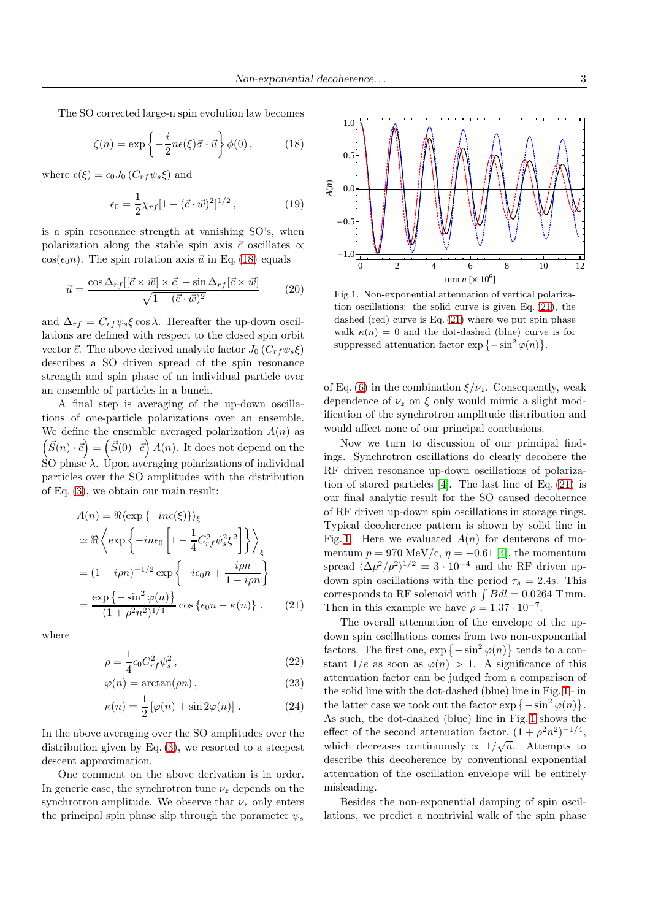The SO corrected large-n spin evolution law becomes

$$\zeta(n) = \exp\left\{-\frac{i}{2}n\epsilon(\xi)\vec{\sigma}\cdot\vec{u}\right\}\phi(0)\,, \qquad (18)$$

where $\epsilon(\xi) = \epsilon_0 J_0\left(C_{rf}\psi_s\xi\right)$ and

$$\epsilon_0 = \frac{1}{2}\chi_{rf}[1-(\vec{c}\cdot\vec{w})^2]^{1/2}\,, \qquad (19)$$

is a spin resonance strength at vanishing SO's, when polarization along the stable spin axis $\vec{c}$ oscillates $\propto \cos(\epsilon_0 n)$. The spin rotation axis $\vec{u}$ in Eq. (18) equals

$$\vec{u} = \frac{\cos\Delta_{rf}[[\vec{c}\times\vec{w}]\times\vec{c}] + \sin\Delta_{rf}[\vec{c}\times\vec{w}]}{\sqrt{1-(\vec{c}\cdot\vec{w})^2}} \qquad (20)$$

and $\Delta_{rf} = C_{rf}\psi_s\xi\cos\lambda$. Hereafter the up-down oscillations are defined with respect to the closed spin orbit vector $\vec{c}$. The above derived analytic factor $J_0\left(C_{rf}\psi_s\xi\right)$ describes a SO driven spread of the spin resonance strength and spin phase of an individual particle over an ensemble of particles in a bunch.

A final step is averaging of the up-down oscillations of one-particle polarizations over an ensemble. We define the ensemble averaged polarization $A(n)$ as $\left(\vec{S}(n)\cdot\vec{c}\right) = \left(\vec{S}(0)\cdot\vec{c}\right)A(n)$. It does not depend on the SO phase $\lambda$. Upon averaging polarizations of individual particles over the SO amplitudes with the distribution of Eq. (3), we obtain our main result:

$$\begin{aligned}
A(n) &= \Re\langle\exp\{-in\epsilon(\xi)\}\rangle_\xi \\
&\simeq \Re\left\langle\exp\left\{-in\epsilon_0\left[1-\frac{1}{4}C_{rf}^2\psi_s^2\xi^2\right]\right\}\right\rangle_\xi \\
&= (1-i\rho n)^{-1/2}\exp\left\{-i\epsilon_0 n + \frac{i\rho n}{1-i\rho n}\right\} \\
&= \frac{\exp\left\{-\sin^2\varphi(n)\right\}}{(1+\rho^2n^2)^{1/4}}\cos\left\{\epsilon_0 n - \kappa(n)\right\}\,, \qquad (21)
\end{aligned}$$

where

$$\rho = \frac{1}{4}\epsilon_0 C_{rf}^2\psi_s^2\,, \qquad (22)$$

$$\varphi(n) = \arctan(\rho n)\,, \qquad (23)$$

$$\kappa(n) = \frac{1}{2}\left[\varphi(n) + \sin 2\varphi(n)\right]\,. \qquad (24)$$

In the above averaging over the SO amplitudes over the distribution given by Eq. (3), we resorted to a steepest descent approximation.

One comment on the above derivation is in order. In generic case, the synchrotron tune $\nu_z$ depends on the synchrotron amplitude. We observe that $\nu_z$ only enters the principal spin phase slip through the parameter $\psi_s$ of Eq. (6) in the combination $\xi/\nu_z$. Consequently, weak dependence of $\nu_z$ on $\xi$ only would mimic a slight modification of the synchrotron amplitude distribution and would affect none of our principal conclusions.

Fig.1. Non-exponential attenuation of vertical polarization oscillations: the solid curve is given Eq. (21), the dashed (red) curve is Eq. (21) where we put spin phase walk $\kappa(n) = 0$ and the dot-dashed (blue) curve is for suppressed attenuation factor $\exp\left\{-\sin^2\varphi(n)\right\}$.

Now we turn to discussion of our principal findings. Synchrotron oscillations do clearly decohere the RF driven resonance up-down oscillations of polarization of stored particles [4]. The last line of Eq. (21) is our final analytic result for the SO caused decoherence of RF driven up-down spin oscillations in storage rings. Typical decoherence pattern is shown by solid line in Fig. 1. Here we evaluated $A(n)$ for deuterons of momentum $p = 970$ MeV/c, $\eta = -0.61$ [4], the momentum spread $\langle\Delta p^2/p^2\rangle^{1/2} = 3\cdot 10^{-4}$ and the RF driven up-down spin oscillations with the period $\tau_s = 2.4$s. This corresponds to RF solenoid with $\int Bdl = 0.0264$ T mm. Then in this example we have $\rho = 1.37\cdot 10^{-7}$.

The overall attenuation of the envelope of the up-down spin oscillations comes from two non-exponential factors. The first one, $\exp\left\{-\sin^2\varphi(n)\right\}$ tends to a constant $1/e$ as soon as $\varphi(n) > 1$. A significance of this attenuation factor can be judged from a comparison of the solid line with the dot-dashed (blue) line in Fig. 1 - in the latter case we took out the factor $\exp\left\{-\sin^2\varphi(n)\right\}$. As such, the dot-dashed (blue) line in Fig. 1 shows the effect of the second attenuation factor, $(1+\rho^2n^2)^{-1/4}$, which decreases continuously $\propto 1/\sqrt{n}$. Attempts to describe this decoherence by conventional exponential attenuation of the oscillation envelope will be entirely misleading.

Besides the non-exponential damping of spin oscillations, we predict a nontrivial walk of the spin phase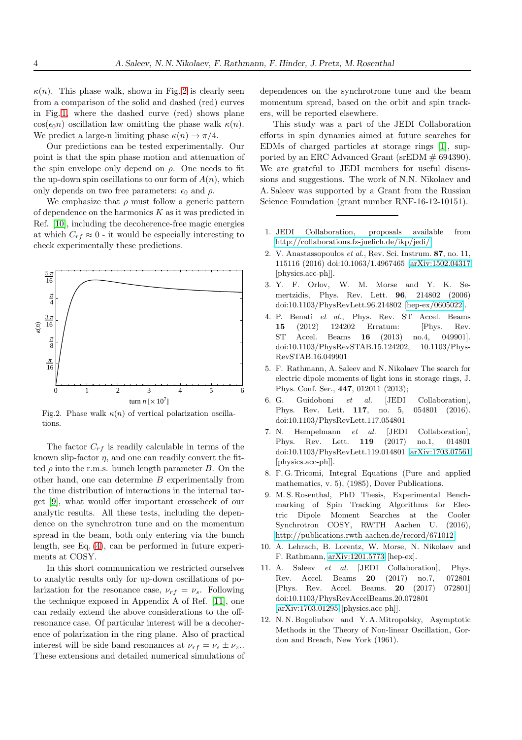$\kappa(n)$. This phase walk, shown in Fig. 2 is clearly seen from a comparison of the solid and dashed (red) curves in Fig. 1, where the dashed curve (red) shows plane $\cos(\epsilon_0 n)$ oscillation law omitting the phase walk $\kappa(n)$. We predict a large-n limiting phase $\kappa(n) \to \pi/4$.

Our predictions can be tested experimentally. Our point is that the spin phase motion and attenuation of the spin envelope only depend on $\rho$. One needs to fit the up-down spin oscillations to our form of $A(n)$, which only depends on two free parameters: $\epsilon_0$ and $\rho$.

We emphasize that $\rho$ must follow a generic pattern of dependence on the harmonics $K$ as it was predicted in Ref. [10], including the decoherence-free magic energies at which $C_{rf} \approx 0$ - it would be especially interesting to check experimentally these predictions.

$\frac{5\pi}{16}$
$\frac{\pi}{4}$
$\frac{3\pi}{16}$
$\frac{\pi}{8}$
$\frac{\pi}{16}$
$\kappa(n)$
0 1 2 3 4 5 6
turn $n$ [$\times 10^7$]

Fig.2. Phase walk $\kappa(n)$ of vertical polarization oscillations.

The factor $C_{rf}$ is readily calculable in terms of the known slip-factor $\eta$, and one can readily convert the fitted $\rho$ into the r.m.s. bunch length parameter $B$. On the other hand, one can determine $B$ experimentally from the time distribution of interactions in the internal target [9], what would offer important crosscheck of our analytic results. All these tests, including the dependence on the synchrotron tune and on the momentum spread in the beam, both only entering via the bunch length, see Eq. (4), can be performed in future experiments at COSY.

In this short communication we restricted ourselves to analytic results only for up-down oscillations of polarization for the resonance case, $\nu_{rf} = \nu_s$. Following the technique exposed in Appendix A of Ref. [11], one can redaily extend the above considerations to the off-resonance case. Of particular interest will be a decoherence of polarization in the ring plane. Also of practical interest will be side band resonances at $\nu_{rf} = \nu_s \pm \nu_z$.. These extensions and detailed numerical simulations of dependences on the synchrotrone tune and the beam momentum spread, based on the orbit and spin trackers, will be reported elsewhere.

This study was a part of the JEDI Collaboration efforts in spin dynamics aimed at future searches for EDMs of charged particles at storage rings [1], supported by an ERC Advanced Grant (srEDM # 694390). We are grateful to JEDI members for useful discussions and suggestions. The work of N.N. Nikolaev and A. Saleev was supported by a Grant from the Russian Science Foundation (grant number RNF-16-12-10151).

---

1. JEDI Collaboration, proposals available from http://collaborations.fz-juelich.de/ikp/jedi/
2. V. Anastassopoulos *et al.*, Rev. Sci. Instrum. **87**, no. 11, 115116 (2016) doi:10.1063/1.4967465 [arXiv:1502.04317 [physics.acc-ph]].
3. Y. F. Orlov, W. M. Morse and Y. K. Semertzidis, Phys. Rev. Lett. **96**, 214802 (2006) doi:10.1103/PhysRevLett.96.214802 [hep-ex/0605022].
4. P. Benati *et al.*, Phys. Rev. ST Accel. Beams **15** (2012) 124202 Erratum: [Phys. Rev. ST Accel. Beams **16** (2013) no.4, 049901]. doi:10.1103/PhysRevSTAB.15.124202, 10.1103/PhysRevSTAB.16.049901
5. F. Rathmann, A. Saleev and N. Nikolaev The search for electric dipole moments of light ions in storage rings, J. Phys. Conf. Ser., **447**, 012011 (2013);
6. G. Guidoboni *et al.* [JEDI Collaboration], Phys. Rev. Lett. **117**, no. 5, 054801 (2016). doi:10.1103/PhysRevLett.117.054801
7. N. Hempelmann *et al.* [JEDI Collaboration], Phys. Rev. Lett. **119** (2017) no.1, 014801 doi:10.1103/PhysRevLett.119.014801 [arXiv:1703.07561 [physics.acc-ph]].
8. F. G. Tricomi, Integral Equations (Pure and applied mathematics, v. 5), (1985), Dover Publications.
9. M. S. Rosenthal, PhD Thesis, Experimental Benchmarking of Spin Tracking Algorithms for Electric Dipole Moment Searches at the Cooler Synchrotron COSY, RWTH Aachen U. (2016), http://publications.rwth-aachen.de/record/671012
10. A. Lehrach, B. Lorentz, W. Morse, N. Nikolaev and F. Rathmann, arXiv:1201.5773 [hep-ex].
11. A. Saleev *et al.* [JEDI Collaboration], Phys. Rev. Accel. Beams **20** (2017) no.7, 072801 [Phys. Rev. Accel. Beams. **20** (2017) 072801] doi:10.1103/PhysRevAccelBeams.20.072801 [arXiv:1703.01295 [physics.acc-ph]].
12. N. N. Bogoliubov and Y. A. Mitropolsky, Asymptotic Methods in the Theory of Non-linear Oscillation, Gordon and Breach, New York (1961).